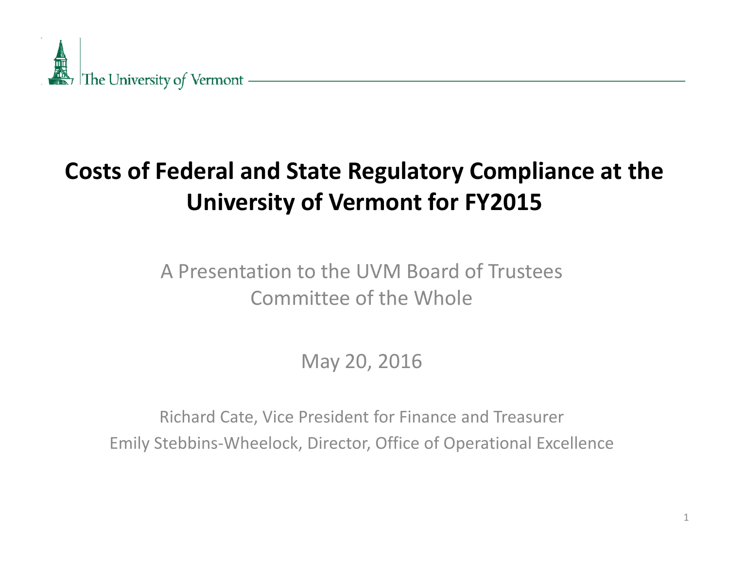The University of Vermont

# Costs of Federal and State Regulatory Compliance at the University of Vermont for FY2015

A Presentation to the UVM Board of Trustees
Committee of the Whole

May 20, 2016

Richard Cate, Vice President for Finance and Treasurer
Emily Stebbins-Wheelock, Director, Office of Operational Excellence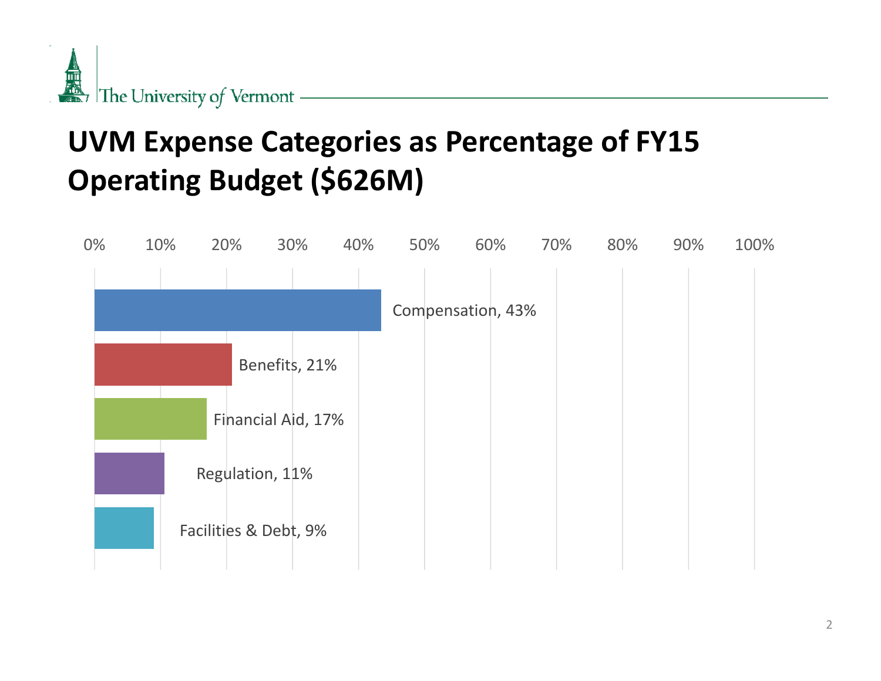# UVM Expense Categories as Percentage of FY15 Operating Budget ($626M)

| Category | Percentage |
| --- | --- |
| Compensation | 43% |
| Benefits | 21% |
| Financial Aid | 17% |
| Regulation | 11% |
| Facilities & Debt | 9% |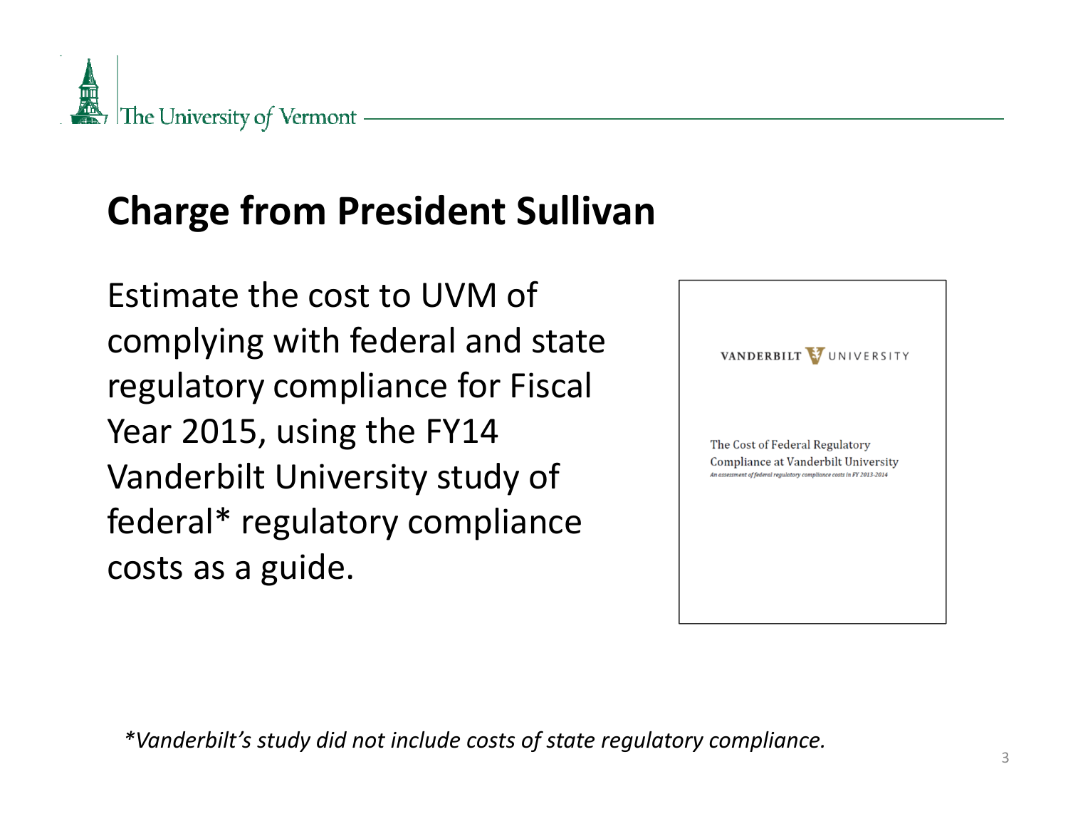## Charge from President Sullivan

Estimate the cost to UVM of complying with federal and state regulatory compliance for Fiscal Year 2015, using the FY14 Vanderbilt University study of federal* regulatory compliance costs as a guide.

VANDERBILT UNIVERSITY

The Cost of Federal Regulatory Compliance at Vanderbilt University

*An assessment of federal regulatory compliance costs in FY 2013-2014*

**Vanderbilt's study did not include costs of state regulatory compliance.*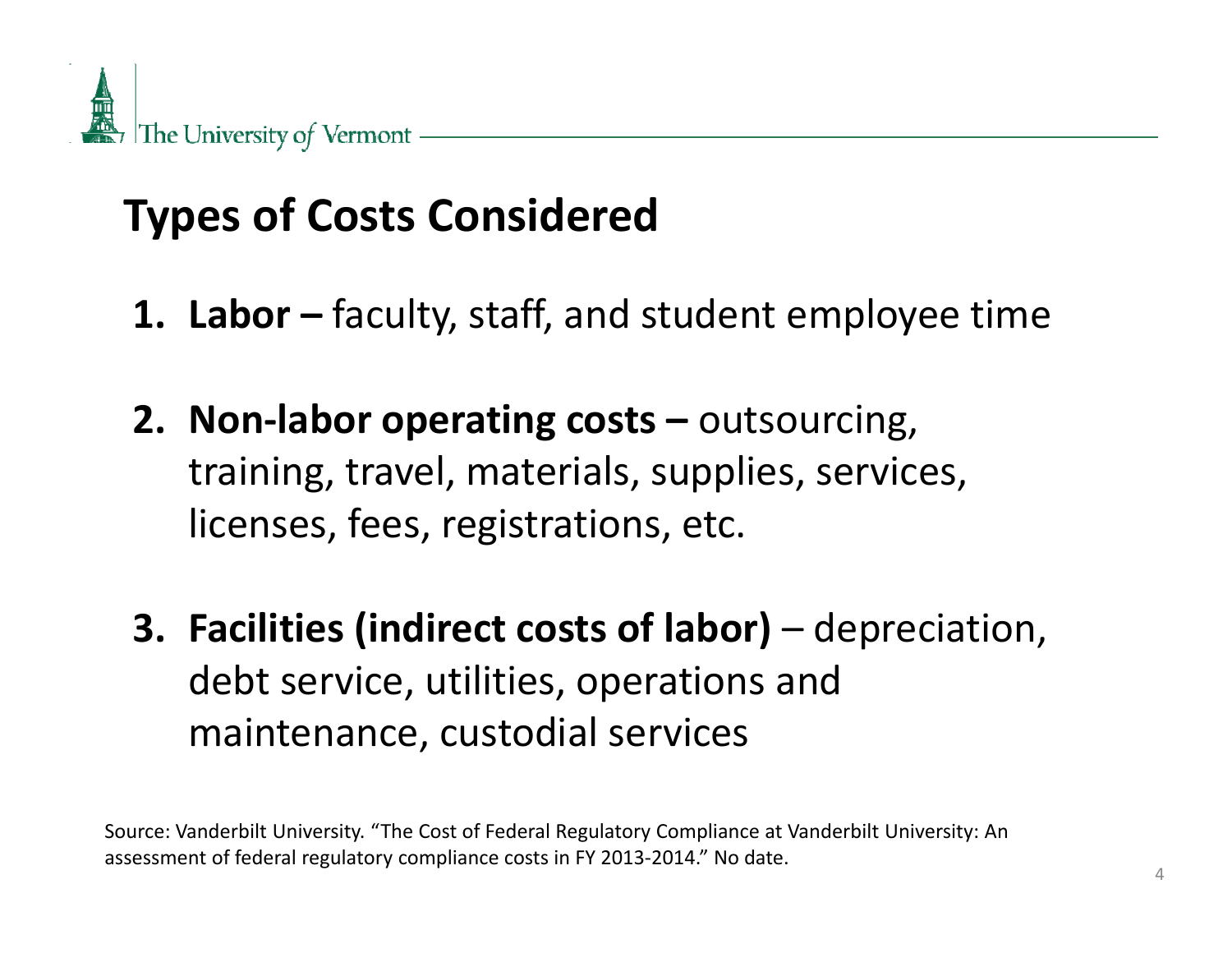## Types of Costs Considered

1. **Labor –** faculty, staff, and student employee time

2. **Non-labor operating costs –** outsourcing, training, travel, materials, supplies, services, licenses, fees, registrations, etc.

3. **Facilities (indirect costs of labor)** – depreciation, debt service, utilities, operations and maintenance, custodial services

Source: Vanderbilt University. "The Cost of Federal Regulatory Compliance at Vanderbilt University: An assessment of federal regulatory compliance costs in FY 2013-2014." No date.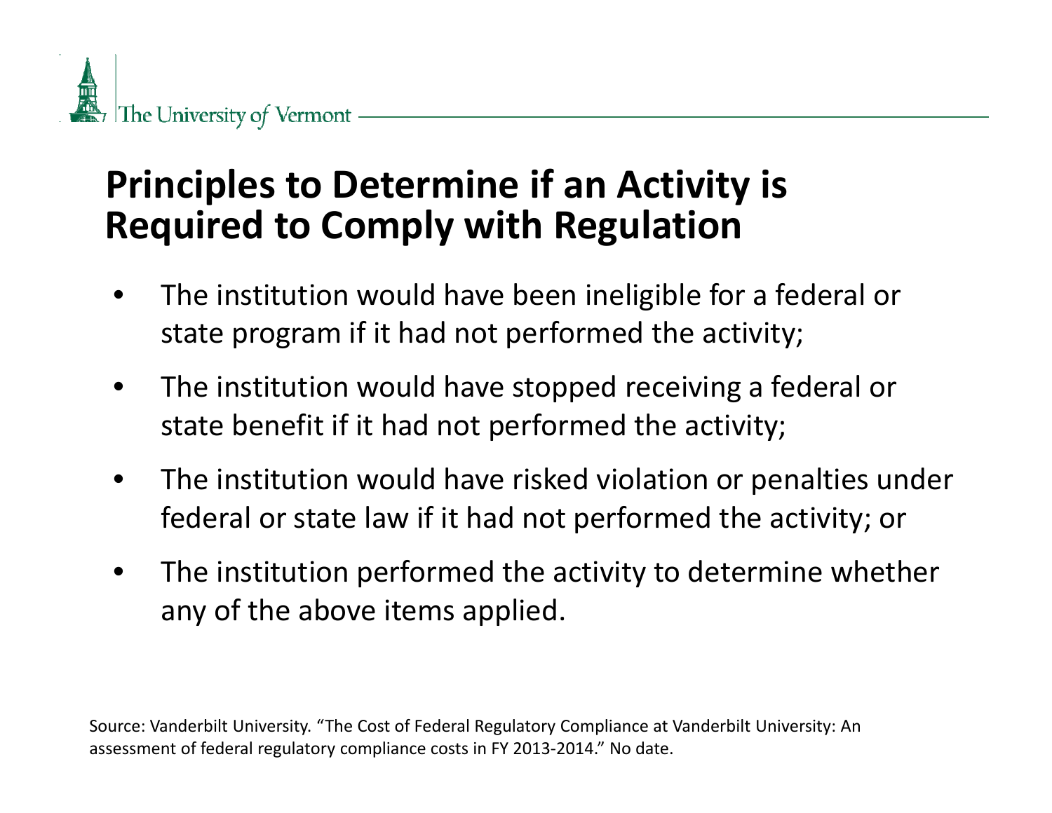# Principles to Determine if an Activity is Required to Comply with Regulation

- The institution would have been ineligible for a federal or state program if it had not performed the activity;
- The institution would have stopped receiving a federal or state benefit if it had not performed the activity;
- The institution would have risked violation or penalties under federal or state law if it had not performed the activity; or
- The institution performed the activity to determine whether any of the above items applied.

Source: Vanderbilt University. "The Cost of Federal Regulatory Compliance at Vanderbilt University: An assessment of federal regulatory compliance costs in FY 2013-2014." No date.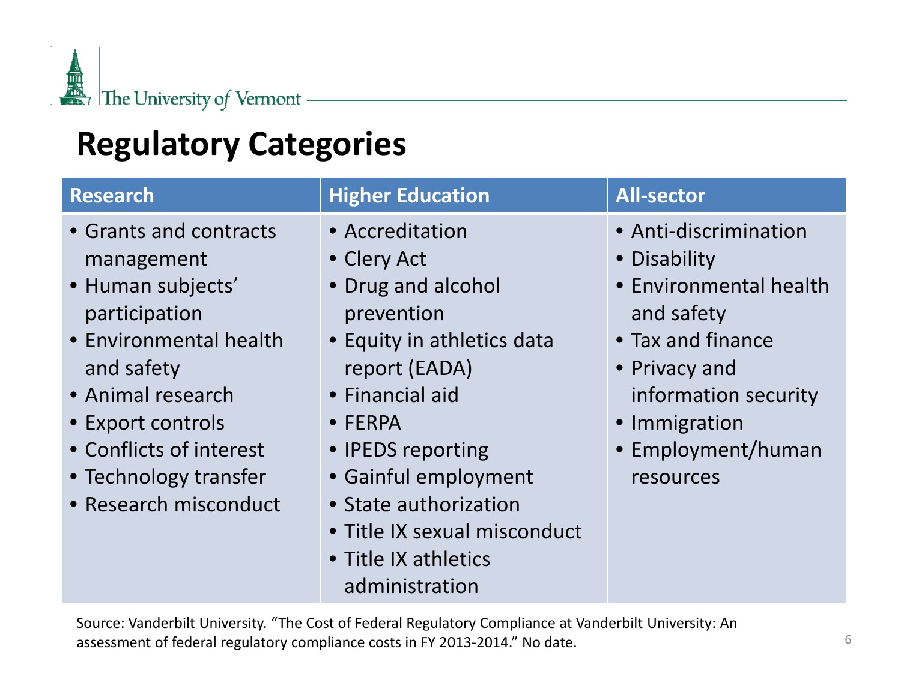## Regulatory Categories

| Research | Higher Education | All-sector |
|---|---|---|
| • Grants and contracts management<br>• Human subjects' participation<br>• Environmental health and safety<br>• Animal research<br>• Export controls<br>• Conflicts of interest<br>• Technology transfer<br>• Research misconduct | • Accreditation<br>• Clery Act<br>• Drug and alcohol prevention<br>• Equity in athletics data report (EADA)<br>• Financial aid<br>• FERPA<br>• IPEDS reporting<br>• Gainful employment<br>• State authorization<br>• Title IX sexual misconduct<br>• Title IX athletics administration | • Anti-discrimination<br>• Disability<br>• Environmental health and safety<br>• Tax and finance<br>• Privacy and information security<br>• Immigration<br>• Employment/human resources |

Source: Vanderbilt University. "The Cost of Federal Regulatory Compliance at Vanderbilt University: An assessment of federal regulatory compliance costs in FY 2013-2014." No date.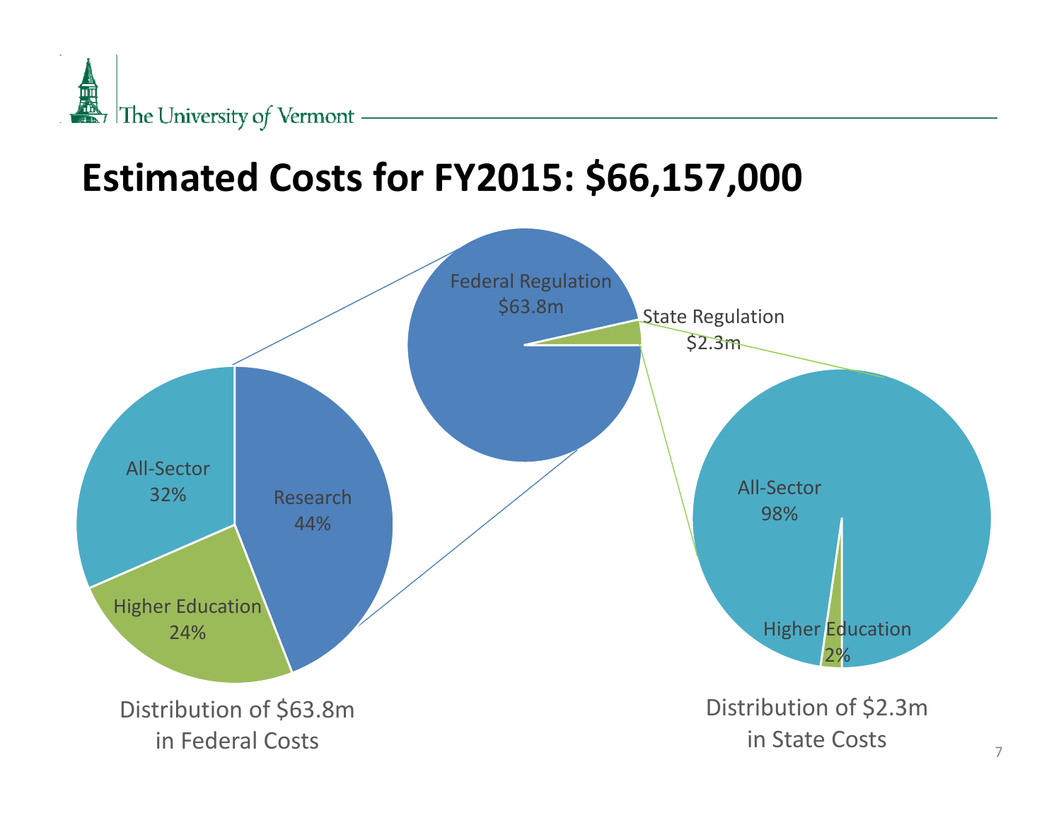# Estimated Costs for FY2015: $66,157,000

Federal Regulation
$63.8m

State Regulation
$2.3m

All-Sector
32%

Research
44%

Higher Education
24%

Distribution of $63.8m
in Federal Costs

All-Sector
98%

Higher Education
2%

Distribution of $2.3m
in State Costs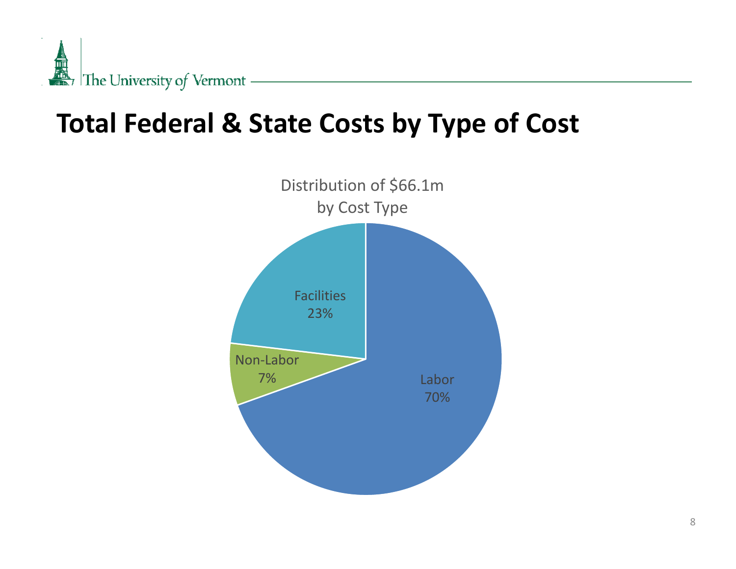# Total Federal & State Costs by Type of Cost

Distribution of $66.1m
by Cost Type

| Cost Type | Share |
| --- | --- |
| Labor | 70% |
| Facilities | 23% |
| Non-Labor | 7% |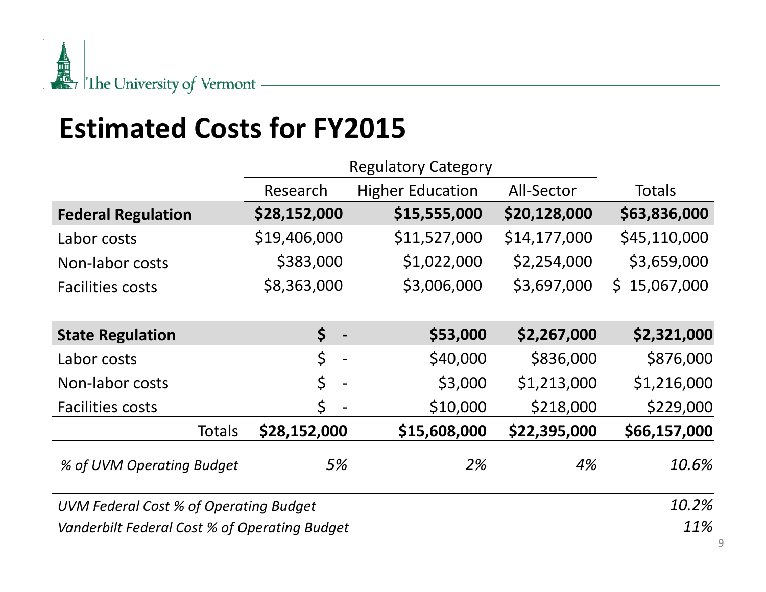# Estimated Costs for FY2015

| | Regulatory Category | | | |
|---|---|---|---|---|
| | Research | Higher Education | All-Sector | Totals |
| **Federal Regulation** | **$28,152,000** | **$15,555,000** | **$20,128,000** | **$63,836,000** |
| Labor costs | $19,406,000 | $11,527,000 | $14,177,000 | $45,110,000 |
| Non-labor costs | $383,000 | $1,022,000 | $2,254,000 | $3,659,000 |
| Facilities costs | $8,363,000 | $3,006,000 | $3,697,000 | $ 15,067,000 |
| **State Regulation** | **$ -** | **$53,000** | **$2,267,000** | **$2,321,000** |
| Labor costs | $ - | $40,000 | $836,000 | $876,000 |
| Non-labor costs | $ - | $3,000 | $1,213,000 | $1,216,000 |
| Facilities costs | $ - | $10,000 | $218,000 | $229,000 |
| Totals | **$28,152,000** | **$15,608,000** | **$22,395,000** | **$66,157,000** |
| *% of UVM Operating Budget* | *5%* | *2%* | *4%* | *10.6%* |
| *UVM Federal Cost % of Operating Budget* | | | | *10.2%* |
| *Vanderbilt Federal Cost % of Operating Budget* | | | | *11%* |